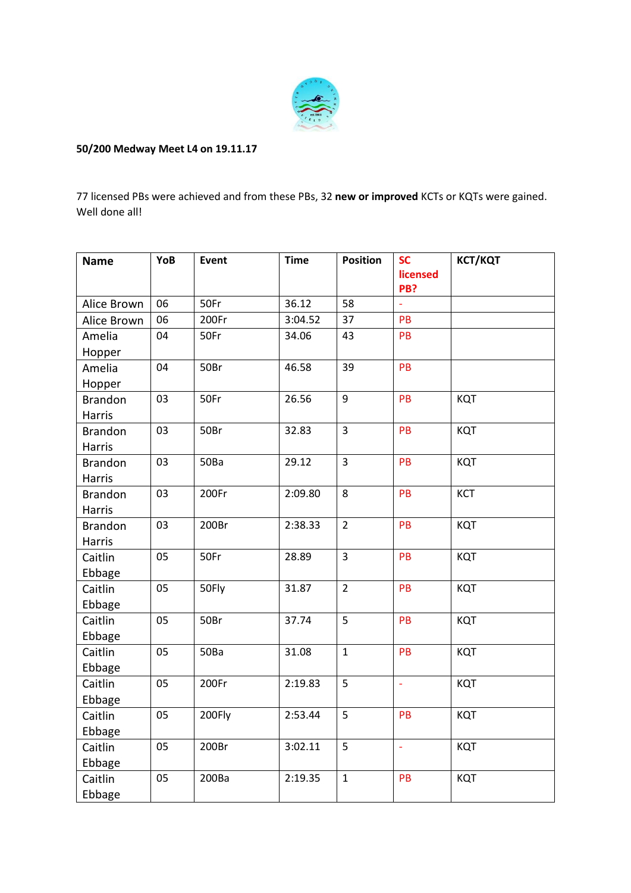**50/200 Medway Meet L4 on 19.11.17**

77 licensed PBs were achieved and from these PBs, 32 **new or improved** KCTs or KQTs were gained. Well done all!

| Name | YoB | Event | Time | Position | SC licensed PB? | KCT/KQT |
|---|---|---|---|---|---|---|
| Alice Brown | 06 | 50Fr | 36.12 | 58 | - | |
| Alice Brown | 06 | 200Fr | 3:04.52 | 37 | PB | |
| Amelia Hopper | 04 | 50Fr | 34.06 | 43 | PB | |
| Amelia Hopper | 04 | 50Br | 46.58 | 39 | PB | |
| Brandon Harris | 03 | 50Fr | 26.56 | 9 | PB | KQT |
| Brandon Harris | 03 | 50Br | 32.83 | 3 | PB | KQT |
| Brandon Harris | 03 | 50Ba | 29.12 | 3 | PB | KQT |
| Brandon Harris | 03 | 200Fr | 2:09.80 | 8 | PB | KCT |
| Brandon Harris | 03 | 200Br | 2:38.33 | 2 | PB | KQT |
| Caitlin Ebbage | 05 | 50Fr | 28.89 | 3 | PB | KQT |
| Caitlin Ebbage | 05 | 50Fly | 31.87 | 2 | PB | KQT |
| Caitlin Ebbage | 05 | 50Br | 37.74 | 5 | PB | KQT |
| Caitlin Ebbage | 05 | 50Ba | 31.08 | 1 | PB | KQT |
| Caitlin Ebbage | 05 | 200Fr | 2:19.83 | 5 | - | KQT |
| Caitlin Ebbage | 05 | 200Fly | 2:53.44 | 5 | PB | KQT |
| Caitlin Ebbage | 05 | 200Br | 3:02.11 | 5 | - | KQT |
| Caitlin Ebbage | 05 | 200Ba | 2:19.35 | 1 | PB | KQT |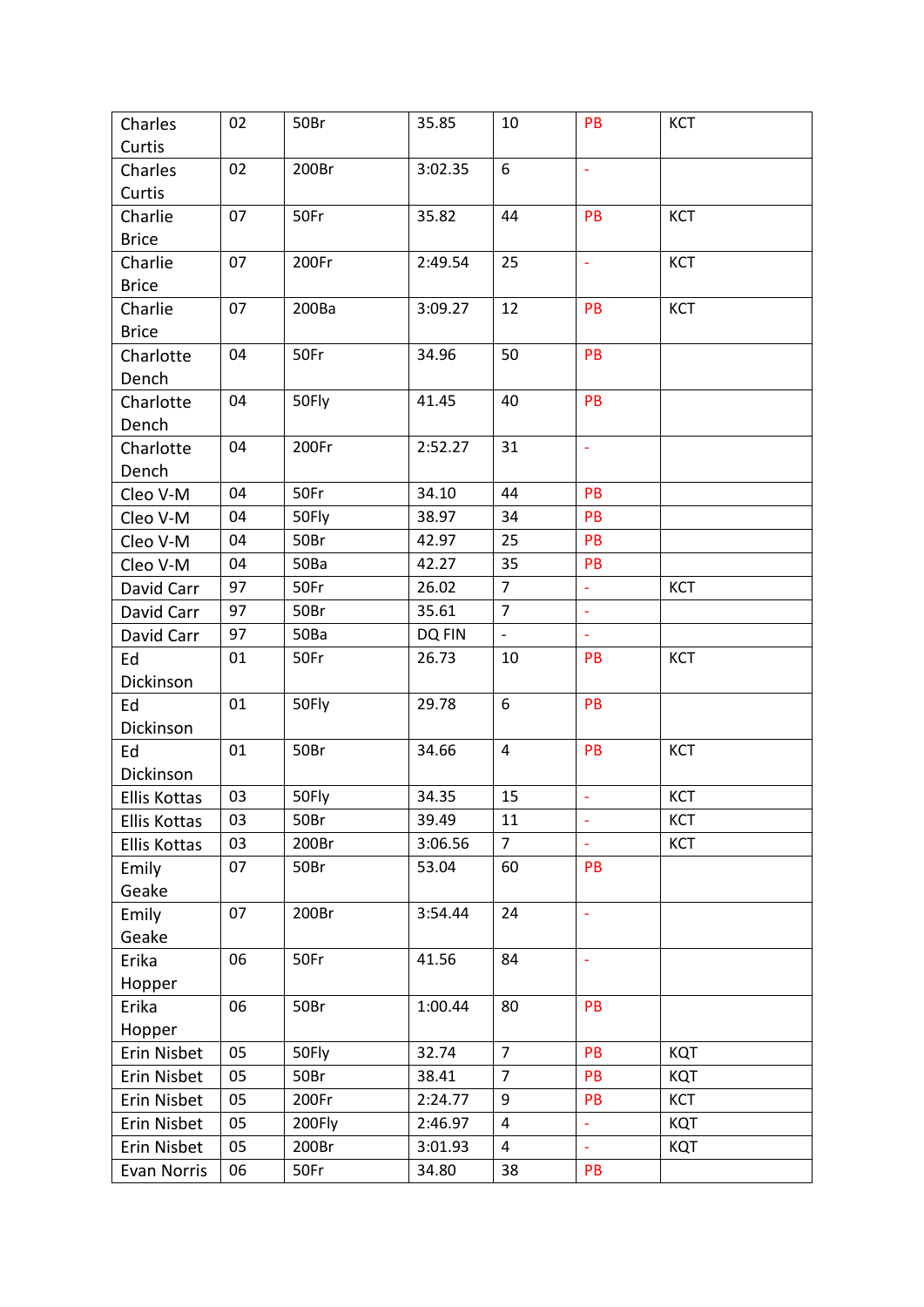| Charles Curtis | 02 | 50Br | 35.85 | 10 | PB | KCT |
|---|---|---|---|---|---|---|
| Charles Curtis | 02 | 200Br | 3:02.35 | 6 | - | |
| Charlie Brice | 07 | 50Fr | 35.82 | 44 | PB | KCT |
| Charlie Brice | 07 | 200Fr | 2:49.54 | 25 | - | KCT |
| Charlie Brice | 07 | 200Ba | 3:09.27 | 12 | PB | KCT |
| Charlotte Dench | 04 | 50Fr | 34.96 | 50 | PB | |
| Charlotte Dench | 04 | 50Fly | 41.45 | 40 | PB | |
| Charlotte Dench | 04 | 200Fr | 2:52.27 | 31 | - | |
| Cleo V-M | 04 | 50Fr | 34.10 | 44 | PB | |
| Cleo V-M | 04 | 50Fly | 38.97 | 34 | PB | |
| Cleo V-M | 04 | 50Br | 42.97 | 25 | PB | |
| Cleo V-M | 04 | 50Ba | 42.27 | 35 | PB | |
| David Carr | 97 | 50Fr | 26.02 | 7 | - | KCT |
| David Carr | 97 | 50Br | 35.61 | 7 | - | |
| David Carr | 97 | 50Ba | DQ FIN | - | - | |
| Ed Dickinson | 01 | 50Fr | 26.73 | 10 | PB | KCT |
| Ed Dickinson | 01 | 50Fly | 29.78 | 6 | PB | |
| Ed Dickinson | 01 | 50Br | 34.66 | 4 | PB | KCT |
| Ellis Kottas | 03 | 50Fly | 34.35 | 15 | - | KCT |
| Ellis Kottas | 03 | 50Br | 39.49 | 11 | - | KCT |
| Ellis Kottas | 03 | 200Br | 3:06.56 | 7 | - | KCT |
| Emily Geake | 07 | 50Br | 53.04 | 60 | PB | |
| Emily Geake | 07 | 200Br | 3:54.44 | 24 | - | |
| Erika Hopper | 06 | 50Fr | 41.56 | 84 | - | |
| Erika Hopper | 06 | 50Br | 1:00.44 | 80 | PB | |
| Erin Nisbet | 05 | 50Fly | 32.74 | 7 | PB | KQT |
| Erin Nisbet | 05 | 50Br | 38.41 | 7 | PB | KQT |
| Erin Nisbet | 05 | 200Fr | 2:24.77 | 9 | PB | KCT |
| Erin Nisbet | 05 | 200Fly | 2:46.97 | 4 | - | KQT |
| Erin Nisbet | 05 | 200Br | 3:01.93 | 4 | - | KQT |
| Evan Norris | 06 | 50Fr | 34.80 | 38 | PB | |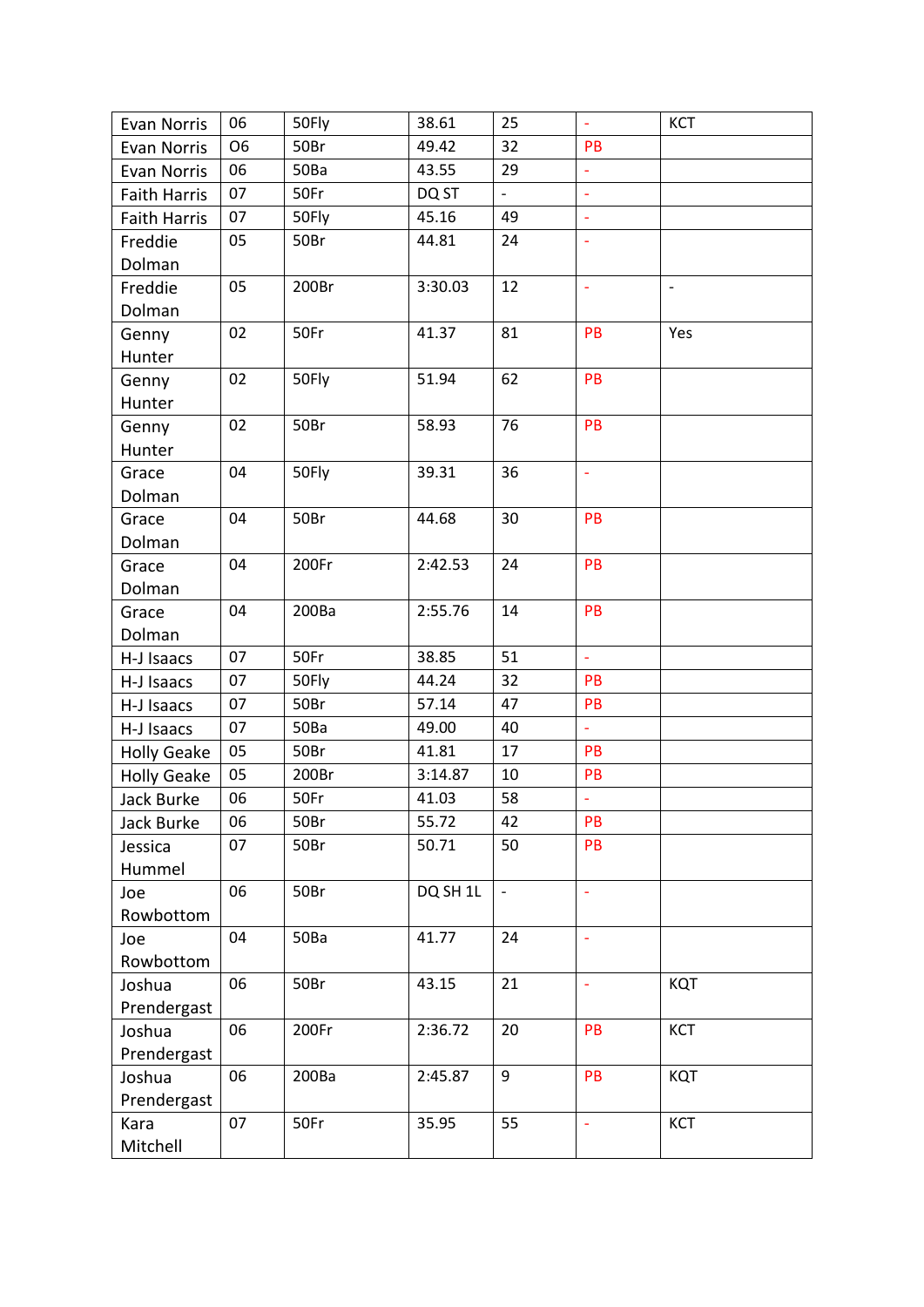| Evan Norris | 06 | 50Fly | 38.61 | 25 | - | KCT |
|---|---|---|---|---|---|---|
| Evan Norris | O6 | 50Br | 49.42 | 32 | PB | |
| Evan Norris | 06 | 50Ba | 43.55 | 29 | - | |
| Faith Harris | 07 | 50Fr | DQ ST | - | - | |
| Faith Harris | 07 | 50Fly | 45.16 | 49 | - | |
| Freddie Dolman | 05 | 50Br | 44.81 | 24 | - | |
| Freddie Dolman | 05 | 200Br | 3:30.03 | 12 | - | - |
| Genny Hunter | 02 | 50Fr | 41.37 | 81 | PB | Yes |
| Genny Hunter | 02 | 50Fly | 51.94 | 62 | PB | |
| Genny Hunter | 02 | 50Br | 58.93 | 76 | PB | |
| Grace Dolman | 04 | 50Fly | 39.31 | 36 | - | |
| Grace Dolman | 04 | 50Br | 44.68 | 30 | PB | |
| Grace Dolman | 04 | 200Fr | 2:42.53 | 24 | PB | |
| Grace Dolman | 04 | 200Ba | 2:55.76 | 14 | PB | |
| H-J Isaacs | 07 | 50Fr | 38.85 | 51 | - | |
| H-J Isaacs | 07 | 50Fly | 44.24 | 32 | PB | |
| H-J Isaacs | 07 | 50Br | 57.14 | 47 | PB | |
| H-J Isaacs | 07 | 50Ba | 49.00 | 40 | - | |
| Holly Geake | 05 | 50Br | 41.81 | 17 | PB | |
| Holly Geake | 05 | 200Br | 3:14.87 | 10 | PB | |
| Jack Burke | 06 | 50Fr | 41.03 | 58 | - | |
| Jack Burke | 06 | 50Br | 55.72 | 42 | PB | |
| Jessica Hummel | 07 | 50Br | 50.71 | 50 | PB | |
| Joe Rowbottom | 06 | 50Br | DQ SH 1L | - | - | |
| Joe Rowbottom | 04 | 50Ba | 41.77 | 24 | - | |
| Joshua Prendergast | 06 | 50Br | 43.15 | 21 | - | KQT |
| Joshua Prendergast | 06 | 200Fr | 2:36.72 | 20 | PB | KCT |
| Joshua Prendergast | 06 | 200Ba | 2:45.87 | 9 | PB | KQT |
| Kara Mitchell | 07 | 50Fr | 35.95 | 55 | - | KCT |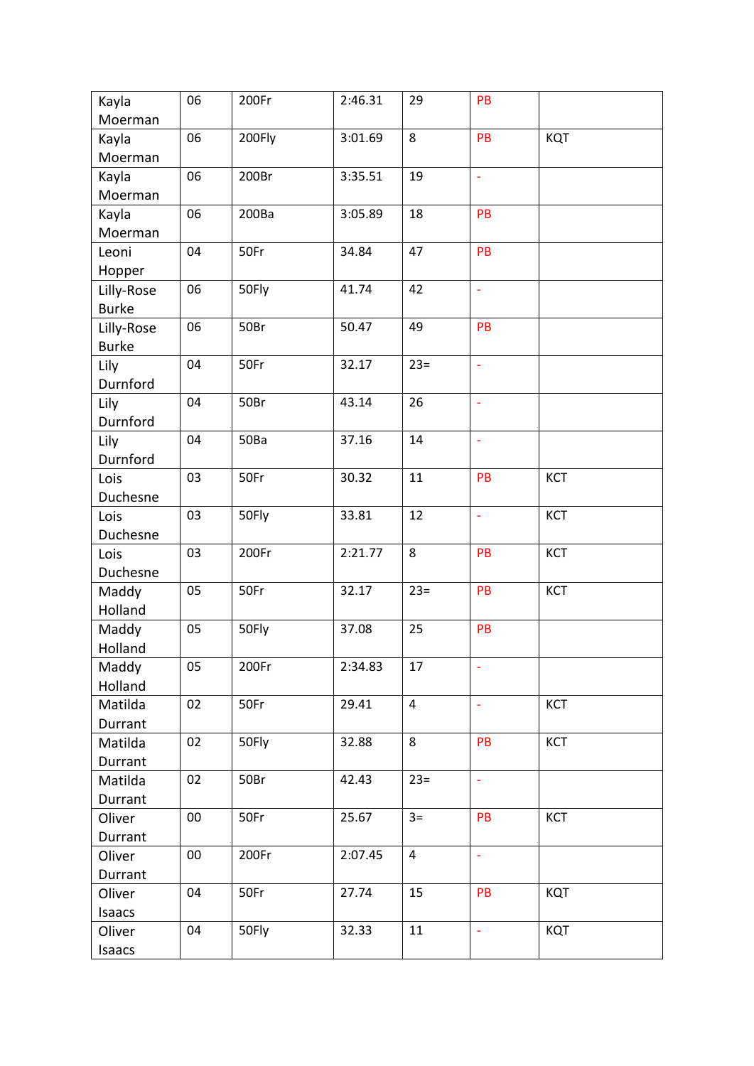| | | | | | | |
|---|---|---|---|---|---|---|
| Kayla Moerman | 06 | 200Fr | 2:46.31 | 29 | PB | |
| Kayla Moerman | 06 | 200Fly | 3:01.69 | 8 | PB | KQT |
| Kayla Moerman | 06 | 200Br | 3:35.51 | 19 | - | |
| Kayla Moerman | 06 | 200Ba | 3:05.89 | 18 | PB | |
| Leoni Hopper | 04 | 50Fr | 34.84 | 47 | PB | |
| Lilly-Rose Burke | 06 | 50Fly | 41.74 | 42 | - | |
| Lilly-Rose Burke | 06 | 50Br | 50.47 | 49 | PB | |
| Lily Durnford | 04 | 50Fr | 32.17 | 23= | - | |
| Lily Durnford | 04 | 50Br | 43.14 | 26 | - | |
| Lily Durnford | 04 | 50Ba | 37.16 | 14 | - | |
| Lois Duchesne | 03 | 50Fr | 30.32 | 11 | PB | KCT |
| Lois Duchesne | 03 | 50Fly | 33.81 | 12 | - | KCT |
| Lois Duchesne | 03 | 200Fr | 2:21.77 | 8 | PB | KCT |
| Maddy Holland | 05 | 50Fr | 32.17 | 23= | PB | KCT |
| Maddy Holland | 05 | 50Fly | 37.08 | 25 | PB | |
| Maddy Holland | 05 | 200Fr | 2:34.83 | 17 | - | |
| Matilda Durrant | 02 | 50Fr | 29.41 | 4 | - | KCT |
| Matilda Durrant | 02 | 50Fly | 32.88 | 8 | PB | KCT |
| Matilda Durrant | 02 | 50Br | 42.43 | 23= | - | |
| Oliver Durrant | 00 | 50Fr | 25.67 | 3= | PB | KCT |
| Oliver Durrant | 00 | 200Fr | 2:07.45 | 4 | - | |
| Oliver Isaacs | 04 | 50Fr | 27.74 | 15 | PB | KQT |
| Oliver Isaacs | 04 | 50Fly | 32.33 | 11 | - | KQT |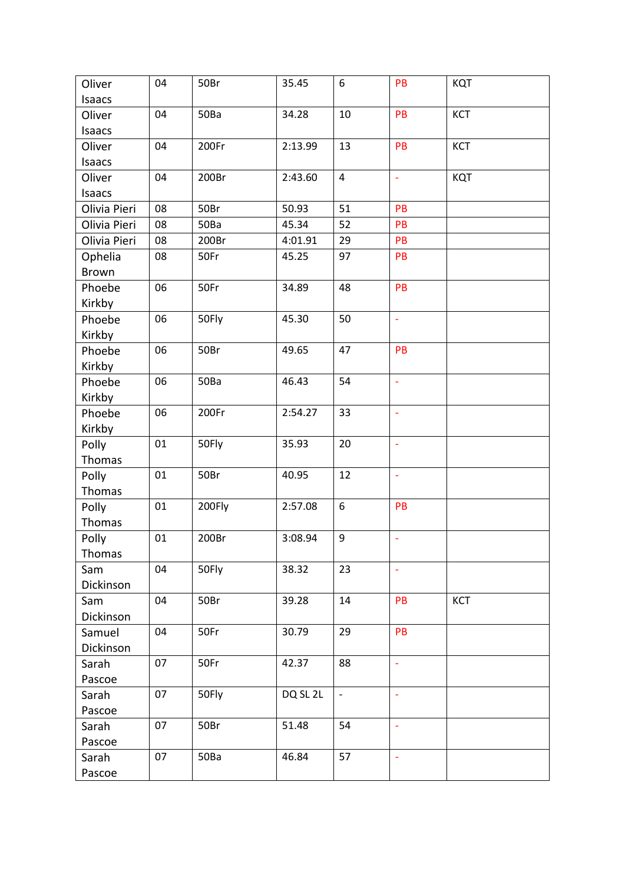| Oliver Isaacs | 04 | 50Br | 35.45 | 6 | PB | KQT |
|---|---|---|---|---|---|---|
| Oliver Isaacs | 04 | 50Ba | 34.28 | 10 | PB | KCT |
| Oliver Isaacs | 04 | 200Fr | 2:13.99 | 13 | PB | KCT |
| Oliver Isaacs | 04 | 200Br | 2:43.60 | 4 | - | KQT |
| Olivia Pieri | 08 | 50Br | 50.93 | 51 | PB | |
| Olivia Pieri | 08 | 50Ba | 45.34 | 52 | PB | |
| Olivia Pieri | 08 | 200Br | 4:01.91 | 29 | PB | |
| Ophelia Brown | 08 | 50Fr | 45.25 | 97 | PB | |
| Phoebe Kirkby | 06 | 50Fr | 34.89 | 48 | PB | |
| Phoebe Kirkby | 06 | 50Fly | 45.30 | 50 | - | |
| Phoebe Kirkby | 06 | 50Br | 49.65 | 47 | PB | |
| Phoebe Kirkby | 06 | 50Ba | 46.43 | 54 | - | |
| Phoebe Kirkby | 06 | 200Fr | 2:54.27 | 33 | - | |
| Polly Thomas | 01 | 50Fly | 35.93 | 20 | - | |
| Polly Thomas | 01 | 50Br | 40.95 | 12 | - | |
| Polly Thomas | 01 | 200Fly | 2:57.08 | 6 | PB | |
| Polly Thomas | 01 | 200Br | 3:08.94 | 9 | - | |
| Sam Dickinson | 04 | 50Fly | 38.32 | 23 | - | |
| Sam Dickinson | 04 | 50Br | 39.28 | 14 | PB | KCT |
| Samuel Dickinson | 04 | 50Fr | 30.79 | 29 | PB | |
| Sarah Pascoe | 07 | 50Fr | 42.37 | 88 | - | |
| Sarah Pascoe | 07 | 50Fly | DQ SL 2L | - | - | |
| Sarah Pascoe | 07 | 50Br | 51.48 | 54 | - | |
| Sarah Pascoe | 07 | 50Ba | 46.84 | 57 | - | |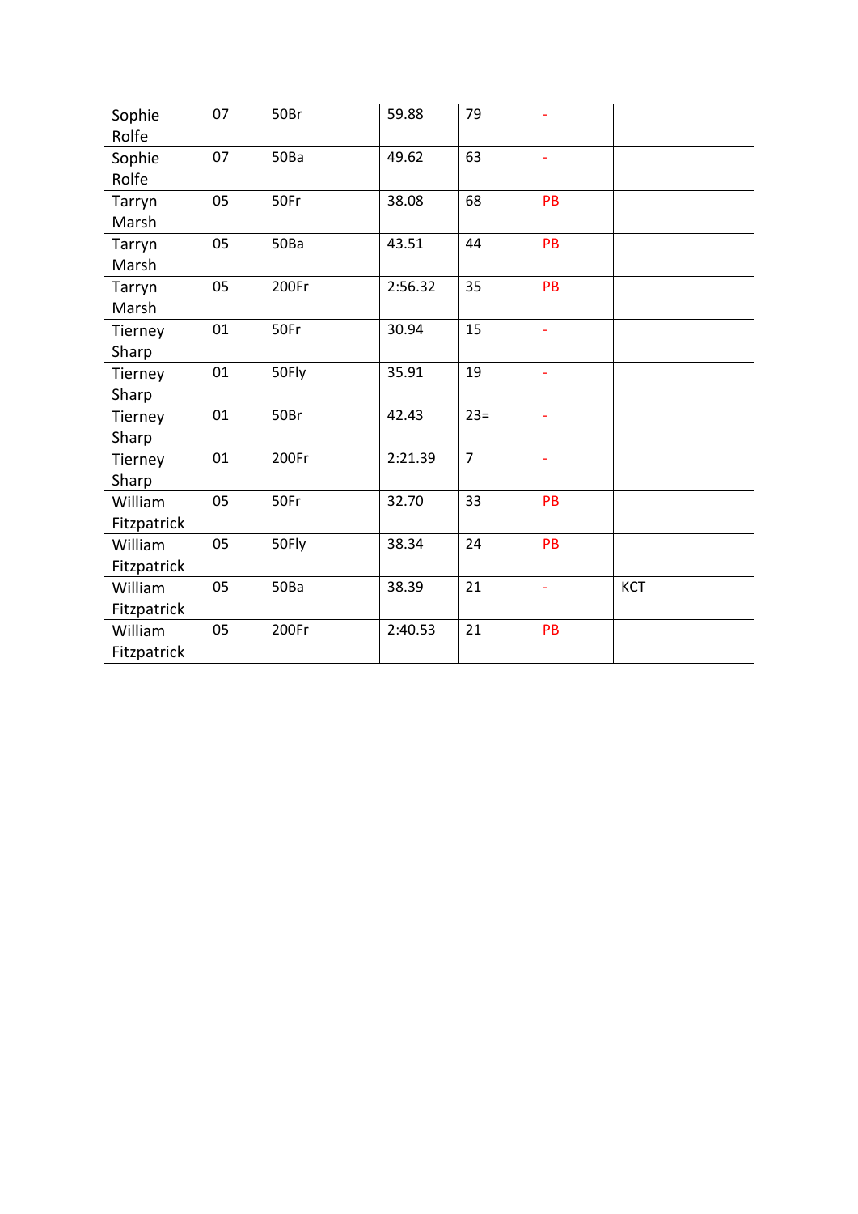| | | | | | | |
|---|---|---|---|---|---|---|
| Sophie Rolfe | 07 | 50Br | 59.88 | 79 | - | |
| Sophie Rolfe | 07 | 50Ba | 49.62 | 63 | - | |
| Tarryn Marsh | 05 | 50Fr | 38.08 | 68 | PB | |
| Tarryn Marsh | 05 | 50Ba | 43.51 | 44 | PB | |
| Tarryn Marsh | 05 | 200Fr | 2:56.32 | 35 | PB | |
| Tierney Sharp | 01 | 50Fr | 30.94 | 15 | - | |
| Tierney Sharp | 01 | 50Fly | 35.91 | 19 | - | |
| Tierney Sharp | 01 | 50Br | 42.43 | 23= | - | |
| Tierney Sharp | 01 | 200Fr | 2:21.39 | 7 | - | |
| William Fitzpatrick | 05 | 50Fr | 32.70 | 33 | PB | |
| William Fitzpatrick | 05 | 50Fly | 38.34 | 24 | PB | |
| William Fitzpatrick | 05 | 50Ba | 38.39 | 21 | - | KCT |
| William Fitzpatrick | 05 | 200Fr | 2:40.53 | 21 | PB | |